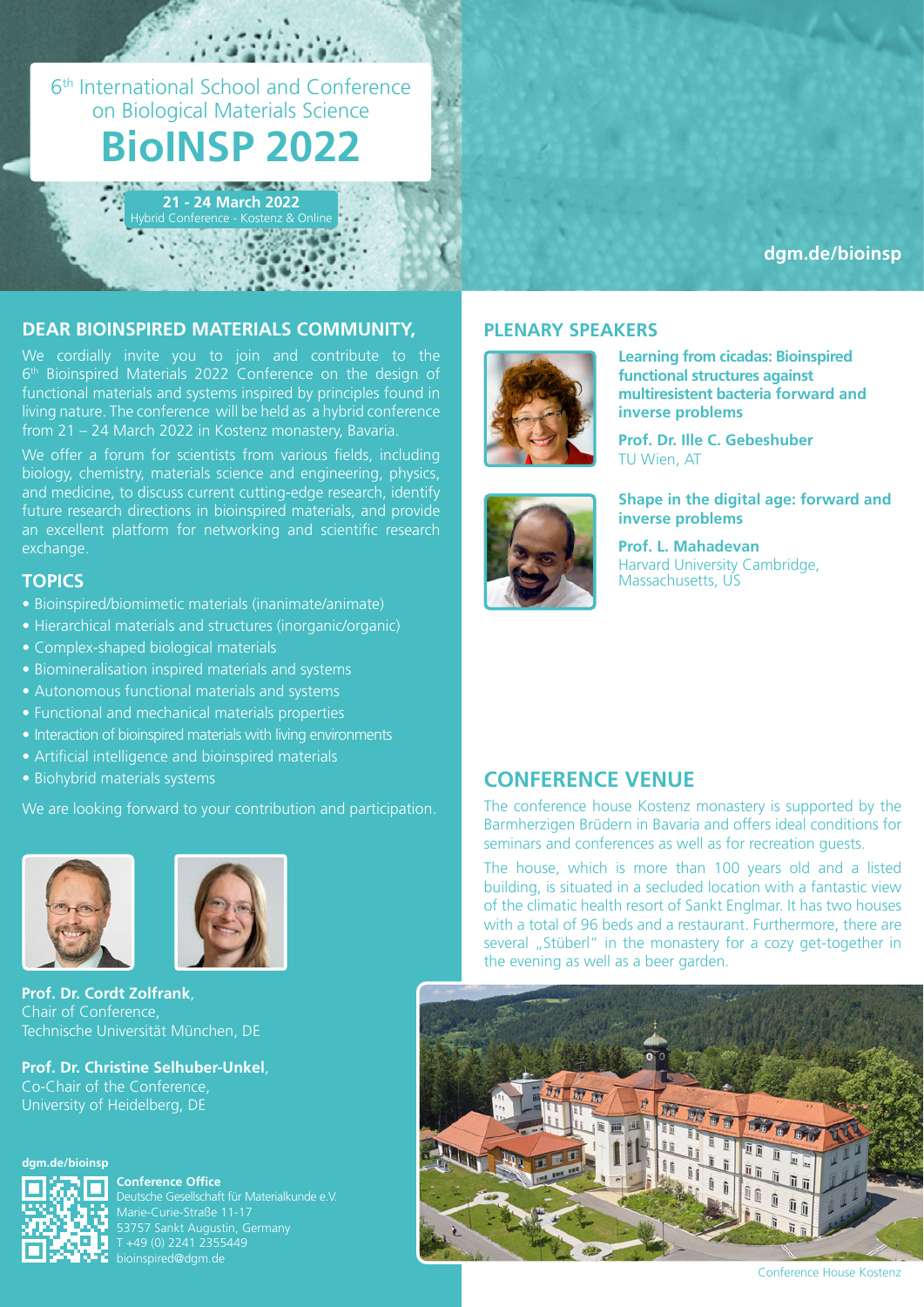# 6th International School and Conference on Biological Materials Science

# BioINSP 2022

**21 - 24 March 2022**
Hybrid Conference - Kostenz & Online

**dgm.de/bioinsp**

## DEAR BIOINSPIRED MATERIALS COMMUNITY,

We cordially invite you to join and contribute to the 6th Bioinspired Materials 2022 Conference on the design of functional materials and systems inspired by principles found in living nature. The conference will be held as a hybrid conference from 21 – 24 March 2022 in Kostenz monastery, Bavaria.

We offer a forum for scientists from various fields, including biology, chemistry, materials science and engineering, physics, and medicine, to discuss current cutting-edge research, identify future research directions in bioinspired materials, and provide an excellent platform for networking and scientific research exchange.

## TOPICS

- Bioinspired/biomimetic materials (inanimate/animate)
- Hierarchical materials and structures (inorganic/organic)
- Complex-shaped biological materials
- Biomineralisation inspired materials and systems
- Autonomous functional materials and systems
- Functional and mechanical materials properties
- Interaction of bioinspired materials with living environments
- Artificial intelligence and bioinspired materials
- Biohybrid materials systems

We are looking forward to your contribution and participation.

**Prof. Dr. Cordt Zolfrank**,
Chair of Conference,
Technische Universität München, DE

**Prof. Dr. Christine Selhuber-Unkel**,
Co-Chair of the Conference,
University of Heidelberg, DE

**dgm.de/bioinsp**

**Conference Office**
Deutsche Gesellschaft für Materialkunde e.V.
Marie-Curie-Straße 11-17
53757 Sankt Augustin, Germany
T +49 (0) 2241 2355449
bioinspired@dgm.de

## PLENARY SPEAKERS

**Learning from cicadas: Bioinspired functional structures against multiresistent bacteria forward and inverse problems**

**Prof. Dr. Ille C. Gebeshuber**
TU Wien, AT

**Shape in the digital age: forward and inverse problems**

**Prof. L. Mahadevan**
Harvard University Cambridge, Massachusetts, US

## CONFERENCE VENUE

The conference house Kostenz monastery is supported by the Barmherzigen Brüdern in Bavaria and offers ideal conditions for seminars and conferences as well as for recreation guests.

The house, which is more than 100 years old and a listed building, is situated in a secluded location with a fantastic view of the climatic health resort of Sankt Englmar. It has two houses with a total of 96 beds and a restaurant. Furthermore, there are several „Stüberl" in the monastery for a cozy get-together in the evening as well as a beer garden.

Conference House Kostenz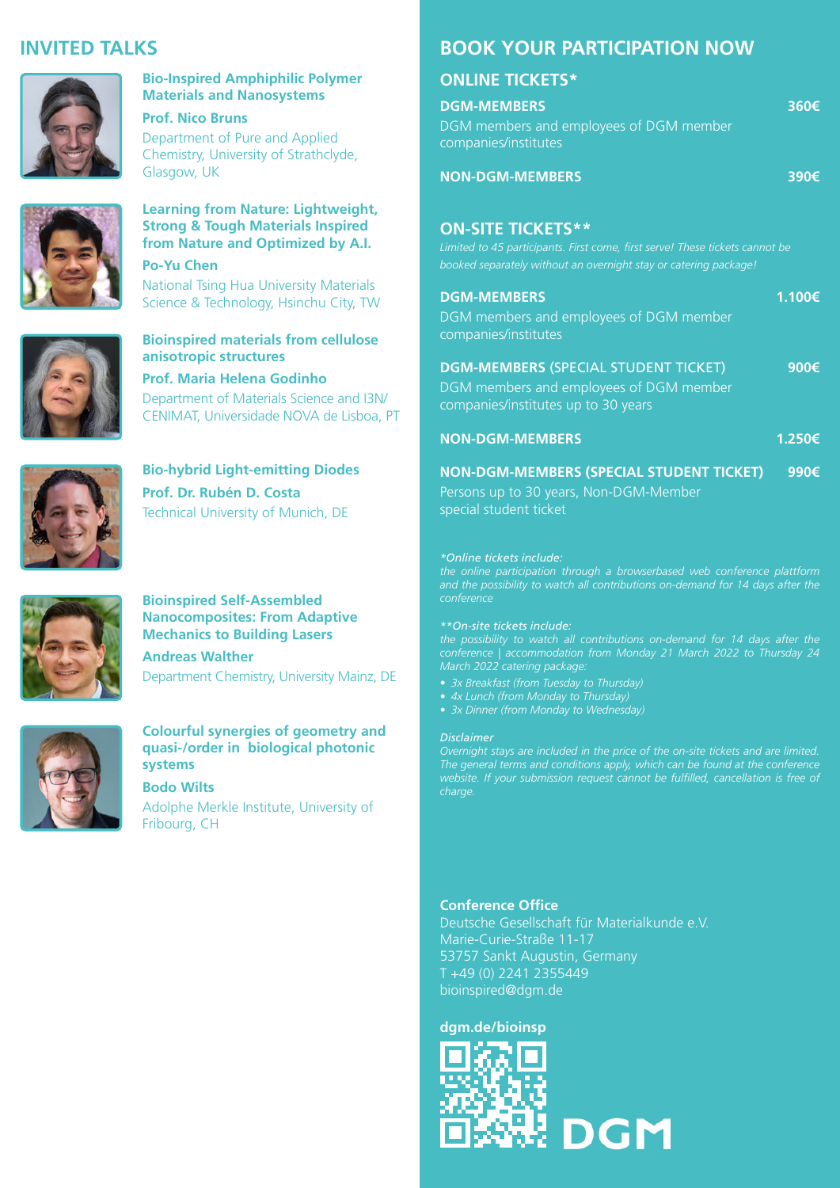## INVITED TALKS

**Bio-Inspired Amphiphilic Polymer Materials and Nanosystems**
**Prof. Nico Bruns**
Department of Pure and Applied Chemistry, University of Strathclyde, Glasgow, UK

**Learning from Nature: Lightweight, Strong & Tough Materials Inspired from Nature and Optimized by A.I.**
**Po-Yu Chen**
National Tsing Hua University Materials Science & Technology, Hsinchu City, TW

**Bioinspired materials from cellulose anisotropic structures**
**Prof. Maria Helena Godinho**
Department of Materials Science and I3N/CENIMAT, Universidade NOVA de Lisboa, PT

**Bio-hybrid Light-emitting Diodes**
**Prof. Dr. Rubén D. Costa**
Technical University of Munich, DE

**Bioinspired Self-Assembled Nanocomposites: From Adaptive Mechanics to Building Lasers**
**Andreas Walther**
Department Chemistry, University Mainz, DE

**Colourful synergies of geometry and quasi-/order in biological photonic systems**
**Bodo Wilts**
Adolphe Merkle Institute, University of Fribourg, CH

## BOOK YOUR PARTICIPATION NOW

### ONLINE TICKETS*

**DGM-MEMBERS** **360€**
DGM members and employees of DGM member companies/institutes

**NON-DGM-MEMBERS** **390€**

### ON-SITE TICKETS**

*Limited to 45 participants. First come, first serve! These tickets cannot be booked separately without an overnight stay or catering package!*

**DGM-MEMBERS** **1.100€**
DGM members and employees of DGM member companies/institutes

**DGM-MEMBERS (SPECIAL STUDENT TICKET)** **900€**
DGM members and employees of DGM member companies/institutes up to 30 years

**NON-DGM-MEMBERS** **1.250€**

**NON-DGM-MEMBERS (SPECIAL STUDENT TICKET)** **990€**
Persons up to 30 years, Non-DGM-Member special student ticket

*\*Online tickets include:*
*the online participation through a browserbased web conference plattform and the possibility to watch all contributions on-demand for 14 days after the conference*

*\*\*On-site tickets include:*
*the possibility to watch all contributions on-demand for 14 days after the conference | accommodation from Monday 21 March 2022 to Thursday 24 March 2022 catering package:*

- *3x Breakfast (from Tuesday to Thursday)*
- *4x Lunch (from Monday to Thursday)*
- *3x Dinner (from Monday to Wednesday)*

*Disclaimer*
*Overnight stays are included in the price of the on-site tickets and are limited. The general terms and conditions apply, which can be found at the conference website. If your submission request cannot be fulfilled, cancellation is free of charge.*

**Conference Office**
Deutsche Gesellschaft für Materialkunde e.V.
Marie-Curie-Straße 11-17
53757 Sankt Augustin, Germany
T +49 (0) 2241 2355449
bioinspired@dgm.de

**dgm.de/bioinsp**

DGM